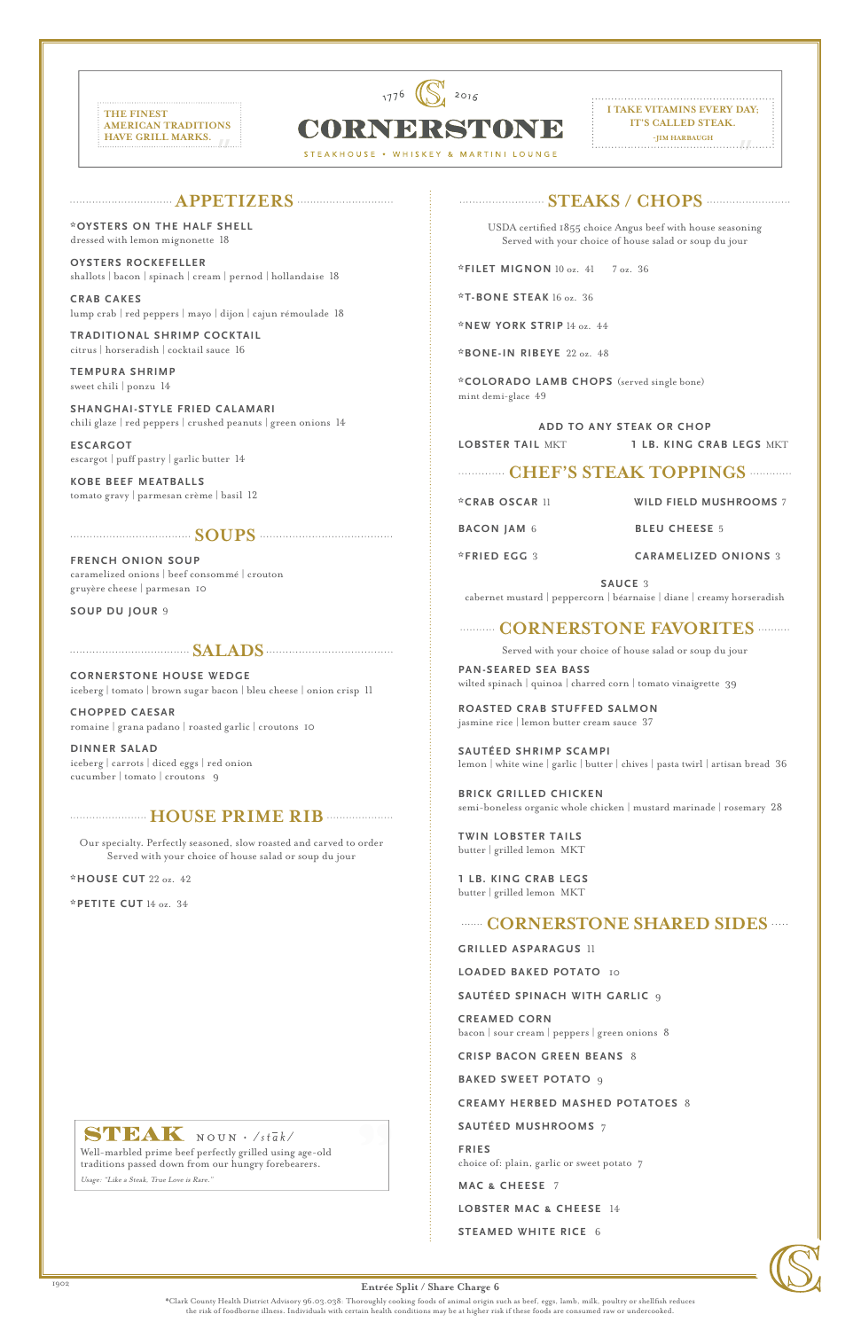THE FINEST AMERICAN TRADITIONS HAVE GRILL MARKS.

1776 CS 2016

# CORNERSTONE

STEAKHOUSE • WHISKEY & MARTINI LOUNGE

I TAKE VITAMINS EVERY DAY; IT'S CALLED STEAK.
-JIM HARBAUGH

## APPETIZERS

**\*OYSTERS ON THE HALF SHELL**
dressed with lemon mignonette 18

**OYSTERS ROCKEFELLER**
shallots | bacon | spinach | cream | pernod | hollandaise 18

**CRAB CAKES**
lump crab | red peppers | mayo | dijon | cajun rémoulade 18

**TRADITIONAL SHRIMP COCKTAIL**
citrus | horseradish | cocktail sauce 16

**TEMPURA SHRIMP**
sweet chili | ponzu 14

**SHANGHAI-STYLE FRIED CALAMARI**
chili glaze | red peppers | crushed peanuts | green onions 14

**ESCARGOT**
escargot | puff pastry | garlic butter 14

**KOBE BEEF MEATBALLS**
tomato gravy | parmesan crème | basil 12

## SOUPS

**FRENCH ONION SOUP**
caramelized onions | beef consommé | crouton
gruyère cheese | parmesan 10

**SOUP DU JOUR** 9

## SALADS

**CORNERSTONE HOUSE WEDGE**
iceberg | tomato | brown sugar bacon | bleu cheese | onion crisp 11

**CHOPPED CAESAR**
romaine | grana padano | roasted garlic | croutons 10

**DINNER SALAD**
iceberg | carrots | diced eggs | red onion
cucumber | tomato | croutons 9

## HOUSE PRIME RIB

Our specialty. Perfectly seasoned, slow roasted and carved to order
Served with your choice of house salad or soup du jour

**\*HOUSE CUT** 22 oz. 42

**\*PETITE CUT** 14 oz. 34

**STEAK** NOUN • /stāk/
Well-marbled prime beef perfectly grilled using age-old traditions passed down from our hungry forebearers.
*Usage: "Like a Steak. True Love is Rare."*

## STEAKS / CHOPS

USDA certified 1855 choice Angus beef with house seasoning
Served with your choice of house salad or soup du jour

**\*FILET MIGNON** 10 oz. 41 7 oz. 36

**\*T-BONE STEAK** 16 oz. 36

**\*NEW YORK STRIP** 14 oz. 44

**\*BONE-IN RIBEYE** 22 oz. 48

**\*COLORADO LAMB CHOPS** (served single bone)
mint demi-glace 49

**ADD TO ANY STEAK OR CHOP**

**LOBSTER TAIL** MKT

**1 LB. KING CRAB LEGS** MKT

## CHEF'S STEAK TOPPINGS

**\*CRAB OSCAR** 11

**WILD FIELD MUSHROOMS** 7

**BACON JAM** 6

**BLEU CHEESE** 5

**\*FRIED EGG** 3

**CARAMELIZED ONIONS** 3

**SAUCE** 3
cabernet mustard | peppercorn | béarnaise | diane | creamy horseradish

## CORNERSTONE FAVORITES

Served with your choice of house salad or soup du jour

**PAN-SEARED SEA BASS**
wilted spinach | quinoa | charred corn | tomato vinaigrette 39

**ROASTED CRAB STUFFED SALMON**
jasmine rice | lemon butter cream sauce 37

**SAUTÉED SHRIMP SCAMPI**
lemon | white wine | garlic | butter | chives | pasta twirl | artisan bread 36

**BRICK GRILLED CHICKEN**
semi-boneless organic whole chicken | mustard marinade | rosemary 28

**TWIN LOBSTER TAILS**
butter | grilled lemon MKT

**1 LB. KING CRAB LEGS**
butter | grilled lemon MKT

## CORNERSTONE SHARED SIDES

**GRILLED ASPARAGUS** 11

**LOADED BAKED POTATO** 10

**SAUTÉED SPINACH WITH GARLIC** 9

**CREAMED CORN**
bacon | sour cream | peppers | green onions 8

**CRISP BACON GREEN BEANS** 8

**BAKED SWEET POTATO** 9

**CREAMY HERBED MASHED POTATOES** 8

**SAUTÉED MUSHROOMS** 7

**FRIES**
choice of: plain, garlic or sweet potato 7

**MAC & CHEESE** 7

**LOBSTER MAC & CHEESE** 14

**STEAMED WHITE RICE** 6

1902

**Entrée Split / Share Charge 6**

\*Clark County Health District Advisory 96.03.038: Thoroughly cooking foods of animal origin such as beef, eggs, lamb, milk, poultry or shellfish reduces the risk of foodborne illness. Individuals with certain health conditions may be at higher risk if these foods are consumed raw or undercooked.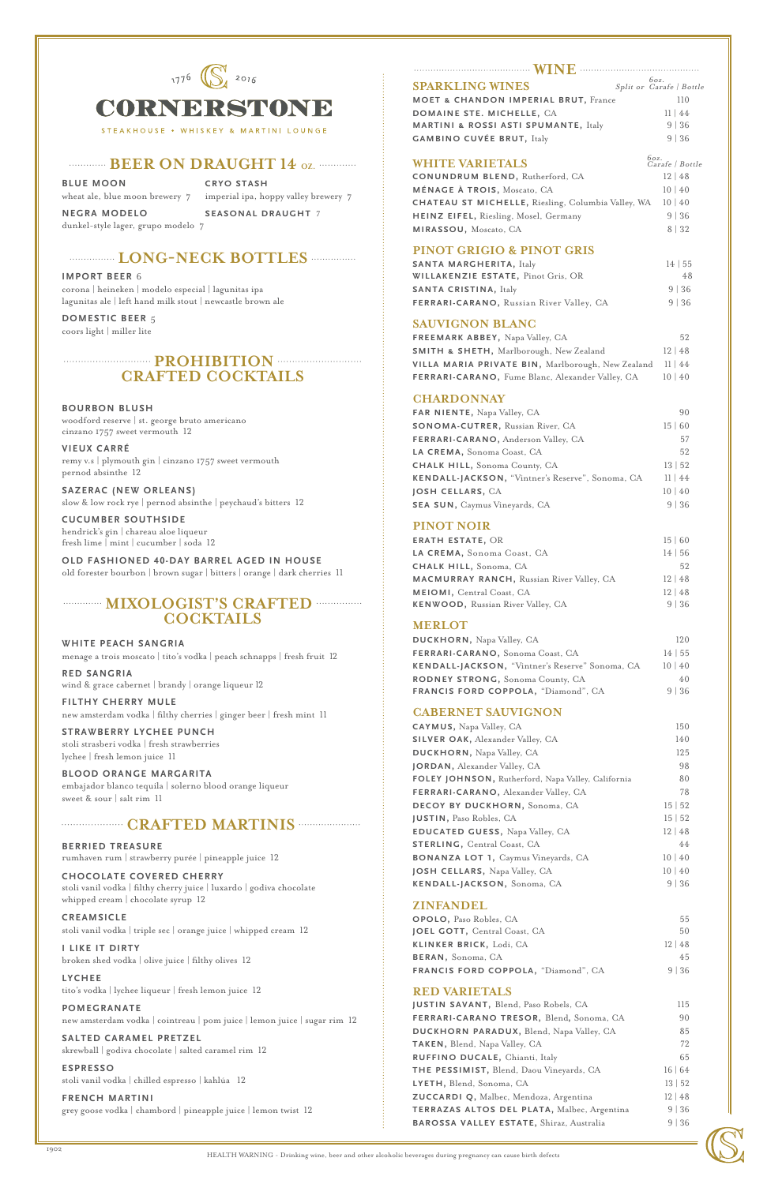1776 2016

# CORNERSTONE

STEAKHOUSE • WHISKEY & MARTINI LOUNGE

## BEER ON DRAUGHT 14 OZ.

**BLUE MOON**
wheat ale, blue moon brewery 7

**CRYO STASH**
imperial ipa, hoppy valley brewery 7

**NEGRA MODELO**
dunkel-style lager, grupo modelo 7

**SEASONAL DRAUGHT** 7

## LONG-NECK BOTTLES

**IMPORT BEER** 6
corona | heineken | modelo especial | lagunitas ipa
lagunitas ale | left hand milk stout | newcastle brown ale

**DOMESTIC BEER** 5
coors light | miller lite

## PROHIBITION CRAFTED COCKTAILS

**BOURBON BLUSH**
woodford reserve | st. george bruto americano
cinzano 1757 sweet vermouth 12

**VIEUX CARRÉ**
remy v.s | plymouth gin | cinzano 1757 sweet vermouth
pernod absinthe 12

**SAZERAC (NEW ORLEANS)**
slow & low rock rye | pernod absinthe | peychaud's bitters 12

**CUCUMBER SOUTHSIDE**
hendrick's gin | chareau aloe liqueur
fresh lime | mint | cucumber | soda 12

**OLD FASHIONED 40-DAY BARREL AGED IN HOUSE**
old forester bourbon | brown sugar | bitters | orange | dark cherries 11

## MIXOLOGIST'S CRAFTED COCKTAILS

**WHITE PEACH SANGRIA**
menage a trois moscato | tito's vodka | peach schnapps | fresh fruit 12

**RED SANGRIA**
wind & grace cabernet | brandy | orange liqueur 12

**FILTHY CHERRY MULE**
new amsterdam vodka | filthy cherries | ginger beer | fresh mint 11

**STRAWBERRY LYCHEE PUNCH**
stoli strasberi vodka | fresh strawberries
lychee | fresh lemon juice 11

**BLOOD ORANGE MARGARITA**
embajador blanco tequila | solerno blood orange liqueur
sweet & sour | salt rim 11

## CRAFTED MARTINIS

**BERRIED TREASURE**
rumhaven rum | strawberry purée | pineapple juice 12

**CHOCOLATE COVERED CHERRY**
stoli vanil vodka | filthy cherry juice | luxardo | godiva chocolate
whipped cream | chocolate syrup 12

**CREAMSICLE**
stoli vanil vodka | triple sec | orange juice | whipped cream 12

**I LIKE IT DIRTY**
broken shed vodka | olive juice | filthy olives 12

**LYCHEE**
tito's vodka | lychee liqueur | fresh lemon juice 12

**POMEGRANATE**
new amsterdam vodka | cointreau | pom juice | lemon juice | sugar rim 12

**SALTED CARAMEL PRETZEL**
skrewball | godiva chocolate | salted caramel rim 12

**ESPRESSO**
stoli vanil vodka | chilled espresso | kahlúa 12

**FRENCH MARTINI**
grey goose vodka | chambord | pineapple juice | lemon twist 12

## WINE

### SPARKLING WINES

| | 6oz. Split or Carafe \| Bottle |
|---|---|
| **MOET & CHANDON IMPERIAL BRUT,** France | 110 |
| **DOMAINE STE. MICHELLE,** CA | 11 \| 44 |
| **MARTINI & ROSSI ASTI SPUMANTE,** Italy | 9 \| 36 |
| **GAMBINO CUVÉE BRUT,** Italy | 9 \| 36 |

### WHITE VARIETALS

| | 6oz. Carafe \| Bottle |
|---|---|
| **CONUNDRUM BLEND,** Rutherford, CA | 12 \| 48 |
| **MÉNAGE À TROIS,** Moscato, CA | 10 \| 40 |
| **CHATEAU ST MICHELLE,** Riesling, Columbia Valley, WA | 10 \| 40 |
| **HEINZ EIFEL,** Riesling, Mosel, Germany | 9 \| 36 |
| **MIRASSOU,** Moscato, CA | 8 \| 32 |

### PINOT GRIGIO & PINOT GRIS

| | |
|---|---|
| **SANTA MARGHERITA,** Italy | 14 \| 55 |
| **WILLAKENZIE ESTATE,** Pinot Gris, OR | 48 |
| **SANTA CRISTINA,** Italy | 9 \| 36 |
| **FERRARI-CARANO,** Russian River Valley, CA | 9 \| 36 |

### SAUVIGNON BLANC

| | |
|---|---|
| **FREEMARK ABBEY,** Napa Valley, CA | 52 |
| **SMITH & SHETH,** Marlborough, New Zealand | 12 \| 48 |
| **VILLA MARIA PRIVATE BIN,** Marlborough, New Zealand | 11 \| 44 |
| **FERRARI-CARANO,** Fume Blanc, Alexander Valley, CA | 10 \| 40 |

### CHARDONNAY

| | |
|---|---|
| **FAR NIENTE,** Napa Valley, CA | 90 |
| **SONOMA-CUTRER,** Russian River, CA | 15 \| 60 |
| **FERRARI-CARANO,** Anderson Valley, CA | 57 |
| **LA CREMA,** Sonoma Coast, CA | 52 |
| **CHALK HILL,** Sonoma County, CA | 13 \| 52 |
| **KENDALL-JACKSON,** "Vintner's Reserve", Sonoma, CA | 11 \| 44 |
| **JOSH CELLARS,** CA | 10 \| 40 |
| **SEA SUN,** Caymus Vineyards, CA | 9 \| 36 |

### PINOT NOIR

| | |
|---|---|
| **ERATH ESTATE,** OR | 15 \| 60 |
| **LA CREMA,** Sonoma Coast, CA | 14 \| 56 |
| **CHALK HILL,** Sonoma, CA | 52 |
| **MACMURRAY RANCH,** Russian River Valley, CA | 12 \| 48 |
| **MEIOMI,** Central Coast, CA | 12 \| 48 |
| **KENWOOD,** Russian River Valley, CA | 9 \| 36 |

### MERLOT

| | |
|---|---|
| **DUCKHORN,** Napa Valley, CA | 120 |
| **FERRARI-CARANO,** Sonoma Coast, CA | 14 \| 55 |
| **KENDALL-JACKSON,** "Vintner's Reserve" Sonoma, CA | 10 \| 40 |
| **RODNEY STRONG,** Sonoma County, CA | 40 |
| **FRANCIS FORD COPPOLA,** "Diamond", CA | 9 \| 36 |

### CABERNET SAUVIGNON

| | |
|---|---|
| **CAYMUS,** Napa Valley, CA | 150 |
| **SILVER OAK,** Alexander Valley, CA | 140 |
| **DUCKHORN,** Napa Valley, CA | 125 |
| **JORDAN,** Alexander Valley, CA | 98 |
| **FOLEY JOHNSON,** Rutherford, Napa Valley, California | 80 |
| **FERRARI-CARANO,** Alexander Valley, CA | 78 |
| **DECOY BY DUCKHORN,** Sonoma, CA | 15 \| 52 |
| **JUSTIN,** Paso Robles, CA | 15 \| 52 |
| **EDUCATED GUESS,** Napa Valley, CA | 12 \| 48 |
| **STERLING,** Central Coast, CA | 44 |
| **BONANZA LOT 1,** Caymus Vineyards, CA | 10 \| 40 |
| **JOSH CELLARS,** Napa Valley, CA | 10 \| 40 |
| **KENDALL-JACKSON,** Sonoma, CA | 9 \| 36 |

### ZINFANDEL

| | |
|---|---|
| **OPOLO,** Paso Robles, CA | 55 |
| **JOEL GOTT,** Central Coast, CA | 50 |
| **KLINKER BRICK,** Lodi, CA | 12 \| 48 |
| **BERAN,** Sonoma, CA | 45 |
| **FRANCIS FORD COPPOLA,** "Diamond", CA | 9 \| 36 |

### RED VARIETALS

| | |
|---|---|
| **JUSTIN SAVANT,** Blend, Paso Robels, CA | 115 |
| **FERRARI-CARANO TRESOR,** Blend, Sonoma, CA | 90 |
| **DUCKHORN PARADUX,** Blend, Napa Valley, CA | 85 |
| **TAKEN,** Blend, Napa Valley, CA | 72 |
| **RUFFINO DUCALE,** Chianti, Italy | 65 |
| **THE PESSIMIST,** Blend, Daou Vineyards, CA | 16 \| 64 |
| **LYETH,** Blend, Sonoma, CA | 13 \| 52 |
| **ZUCCARDI Q,** Malbec, Mendoza, Argentina | 12 \| 48 |
| **TERRAZAS ALTOS DEL PLATA,** Malbec, Argentina | 9 \| 36 |
| **BAROSSA VALLEY ESTATE,** Shiraz, Australia | 9 \| 36 |

HEALTH WARNING - Drinking wine, beer and other alcoholic beverages during pregnancy can cause birth defects